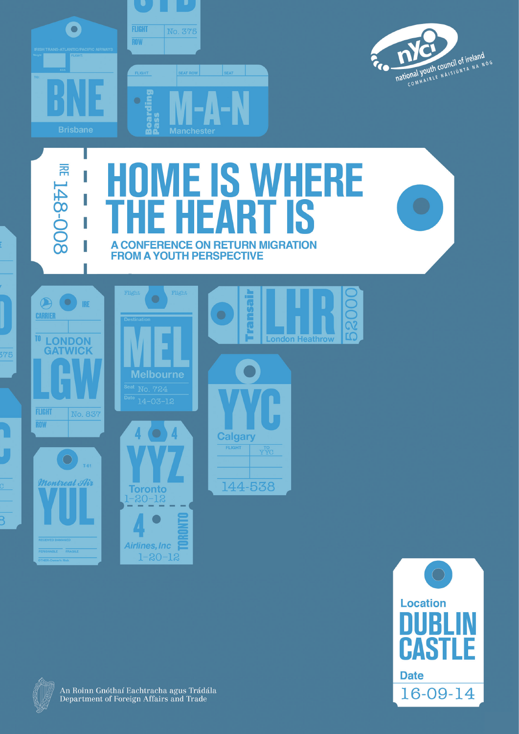national youth council of ireland
COMHAIRLE NÁISIÚNTA NA NÓG

IRE 148-008

# HOME IS WHERE THE HEART IS

## A CONFERENCE ON RETURN MIGRATION FROM A YOUTH PERSPECTIVE

Location
**DUBLIN CASTLE**

Date
16-09-14

An Roinn Gnóthaí Eachtracha agus Trádála
Department of Foreign Affairs and Trade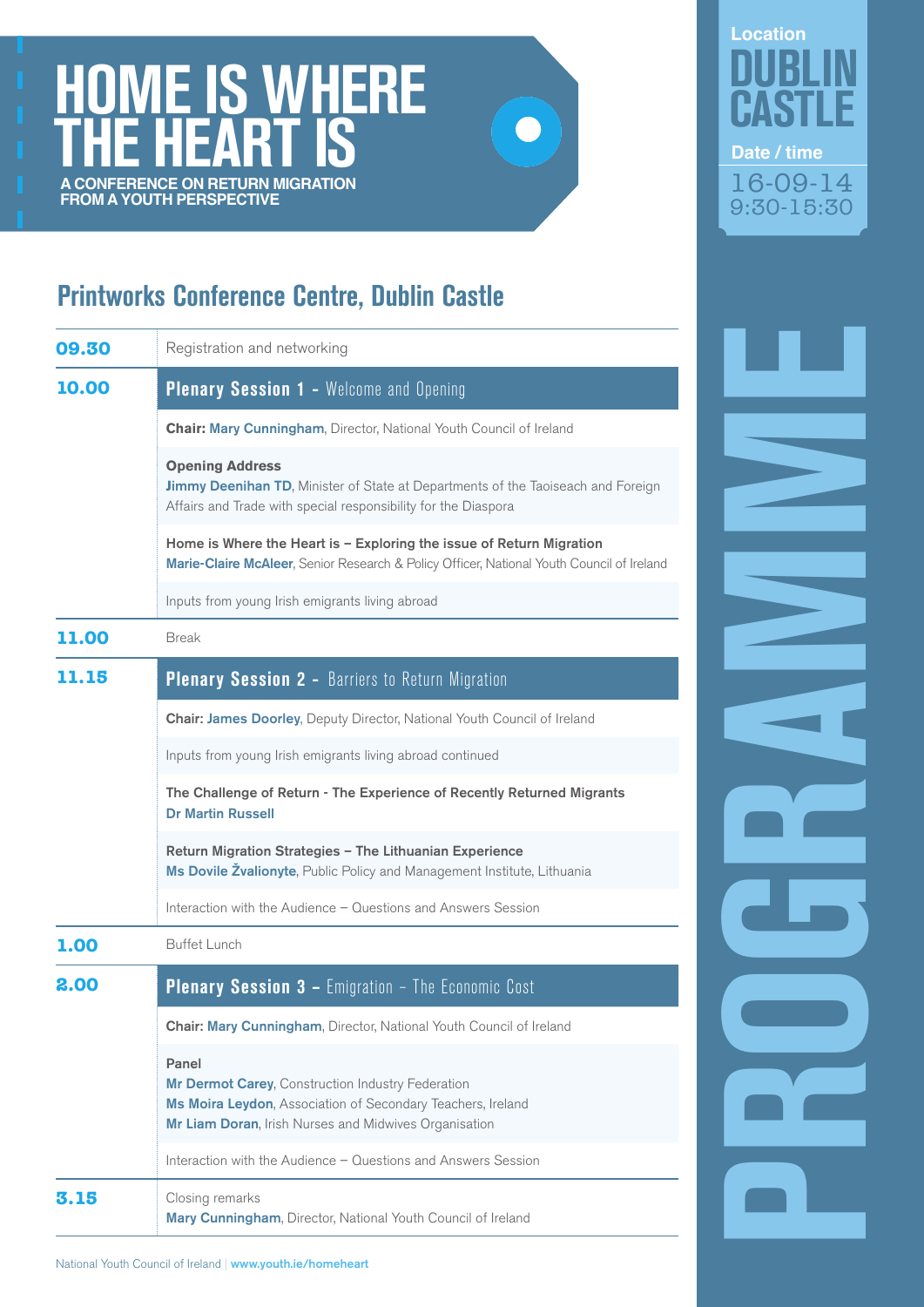# HOME IS WHERE THE HEART IS

**A CONFERENCE ON RETURN MIGRATION FROM A YOUTH PERSPECTIVE**

**Location**
**DUBLIN CASTLE**

**Date / time**
16-09-14
9:30-15:30

# PROGRAMME

## Printworks Conference Centre, Dublin Castle

| | |
|---|---|
| **09.30** | Registration and networking |
| **10.00** | **Plenary Session 1 -** Welcome and Opening |
| | **Chair:** Mary Cunningham, Director, National Youth Council of Ireland |
| | **Opening Address**<br>**Jimmy Deenihan TD**, Minister of State at Departments of the Taoiseach and Foreign Affairs and Trade with special responsibility for the Diaspora |
| | **Home is Where the Heart is – Exploring the issue of Return Migration**<br>**Marie-Claire McAleer**, Senior Research & Policy Officer, National Youth Council of Ireland |
| | Inputs from young Irish emigrants living abroad |
| **11.00** | Break |
| **11.15** | **Plenary Session 2 -** Barriers to Return Migration |
| | **Chair:** James Doorley, Deputy Director, National Youth Council of Ireland |
| | Inputs from young Irish emigrants living abroad continued |
| | **The Challenge of Return - The Experience of Recently Returned Migrants**<br>**Dr Martin Russell** |
| | **Return Migration Strategies – The Lithuanian Experience**<br>**Ms Dovile Žvalionyte**, Public Policy and Management Institute, Lithuania |
| | Interaction with the Audience – Questions and Answers Session |
| **1.00** | Buffet Lunch |
| **2.00** | **Plenary Session 3 –** Emigration – The Economic Cost |
| | **Chair:** Mary Cunningham, Director, National Youth Council of Ireland |
| | **Panel**<br>**Mr Dermot Carey**, Construction Industry Federation<br>**Ms Moira Leydon**, Association of Secondary Teachers, Ireland<br>**Mr Liam Doran**, Irish Nurses and Midwives Organisation |
| | Interaction with the Audience – Questions and Answers Session |
| **3.15** | Closing remarks<br>**Mary Cunningham**, Director, National Youth Council of Ireland |

National Youth Council of Ireland | **www.youth.ie/homeheart**